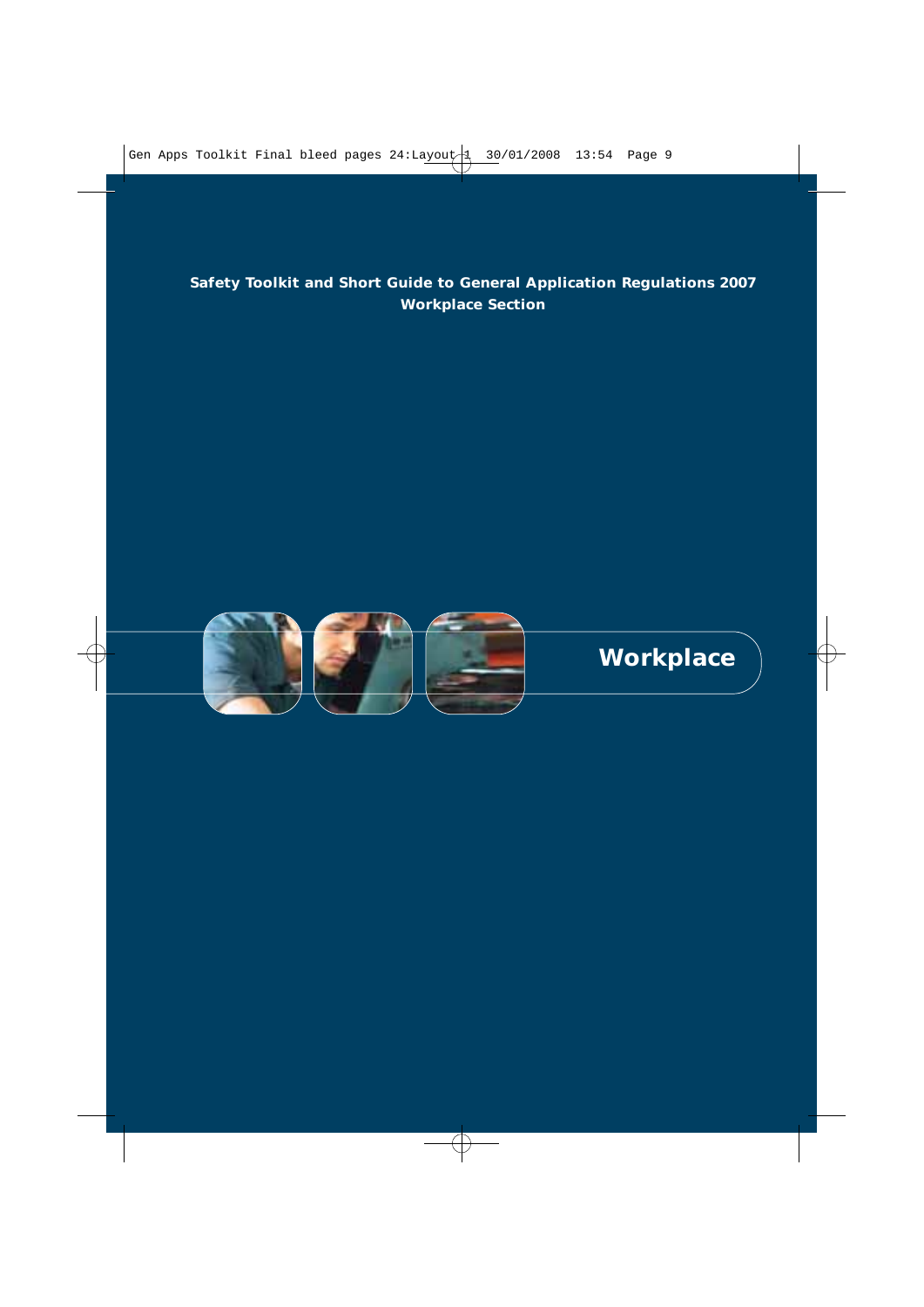**Safety Toolkit and Short Guide to General Application Regulations 2007**
**Workplace Section**

# Workplace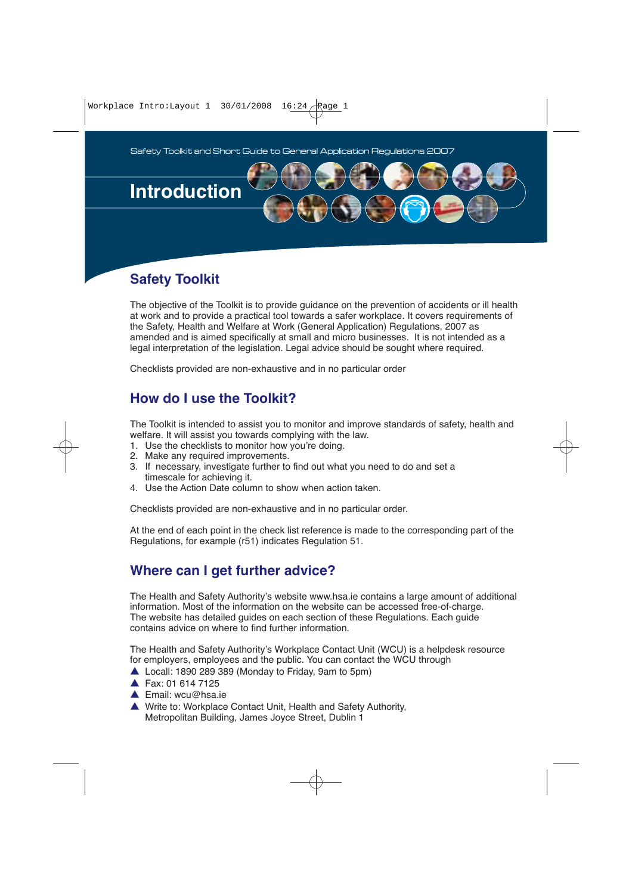Safety Toolkit and Short Guide to General Application Regulations 2007

# Introduction

## Safety Toolkit

The objective of the Toolkit is to provide guidance on the prevention of accidents or ill health at work and to provide a practical tool towards a safer workplace. It covers requirements of the Safety, Health and Welfare at Work (General Application) Regulations, 2007 as amended and is aimed specifically at small and micro businesses. It is not intended as a legal interpretation of the legislation. Legal advice should be sought where required.

Checklists provided are non-exhaustive and in no particular order

## How do I use the Toolkit?

The Toolkit is intended to assist you to monitor and improve standards of safety, health and welfare. It will assist you towards complying with the law.

1. Use the checklists to monitor how you're doing.
2. Make any required improvements.
3. If necessary, investigate further to find out what you need to do and set a timescale for achieving it.
4. Use the Action Date column to show when action taken.

Checklists provided are non-exhaustive and in no particular order.

At the end of each point in the check list reference is made to the corresponding part of the Regulations, for example (r51) indicates Regulation 51.

## Where can I get further advice?

The Health and Safety Authority's website www.hsa.ie contains a large amount of additional information. Most of the information on the website can be accessed free-of-charge. The website has detailed guides on each section of these Regulations. Each guide contains advice on where to find further information.

The Health and Safety Authority's Workplace Contact Unit (WCU) is a helpdesk resource for employers, employees and the public. You can contact the WCU through

- Locall: 1890 289 389 (Monday to Friday, 9am to 5pm)
- Fax: 01 614 7125
- Email: wcu@hsa.ie
- Write to: Workplace Contact Unit, Health and Safety Authority, Metropolitan Building, James Joyce Street, Dublin 1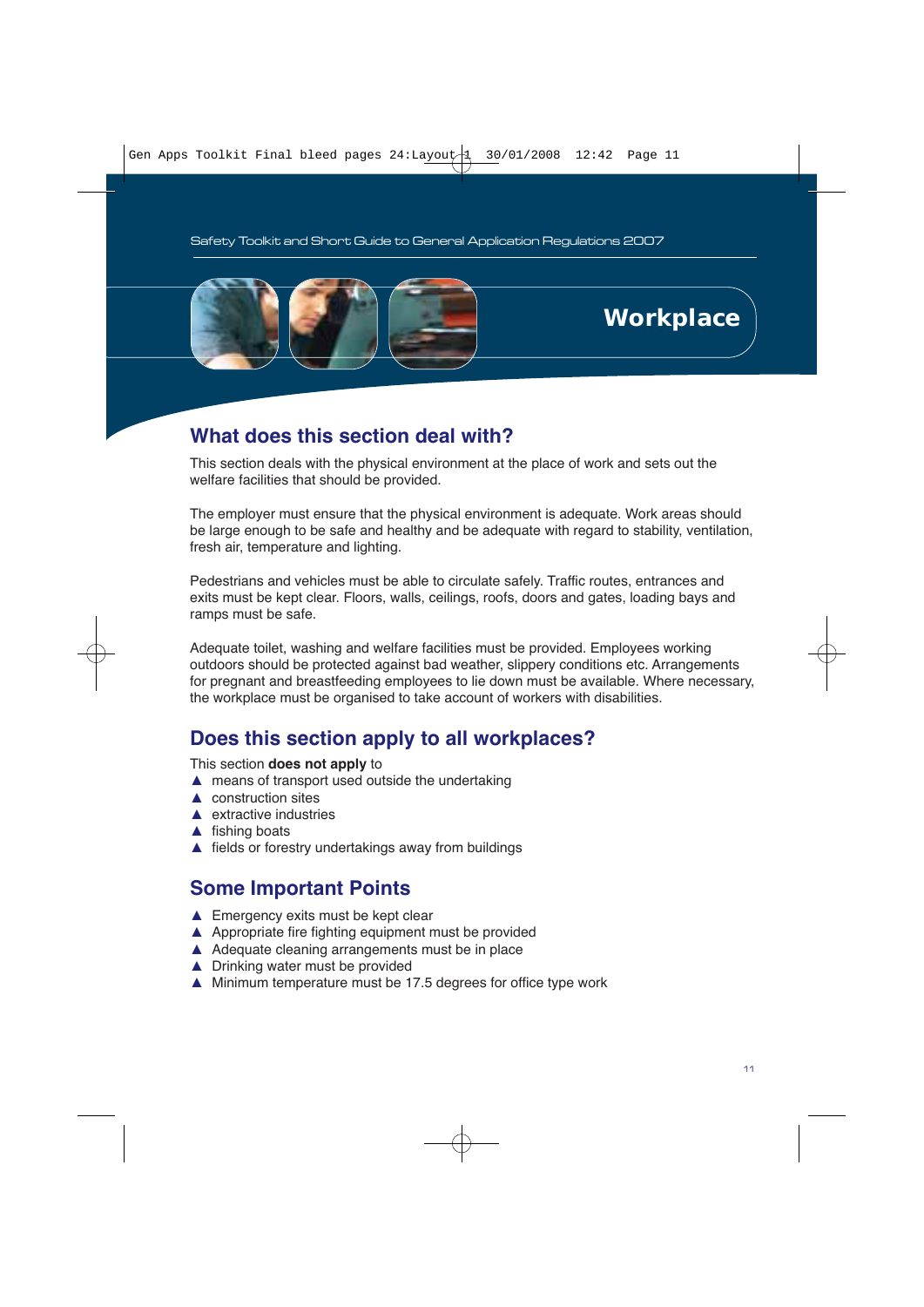# Workplace

## What does this section deal with?

This section deals with the physical environment at the place of work and sets out the welfare facilities that should be provided.

The employer must ensure that the physical environment is adequate. Work areas should be large enough to be safe and healthy and be adequate with regard to stability, ventilation, fresh air, temperature and lighting.

Pedestrians and vehicles must be able to circulate safely. Traffic routes, entrances and exits must be kept clear. Floors, walls, ceilings, roofs, doors and gates, loading bays and ramps must be safe.

Adequate toilet, washing and welfare facilities must be provided. Employees working outdoors should be protected against bad weather, slippery conditions etc. Arrangements for pregnant and breastfeeding employees to lie down must be available. Where necessary, the workplace must be organised to take account of workers with disabilities.

## Does this section apply to all workplaces?

This section **does not apply** to

- means of transport used outside the undertaking
- construction sites
- extractive industries
- fishing boats
- fields or forestry undertakings away from buildings

## Some Important Points

- Emergency exits must be kept clear
- Appropriate fire fighting equipment must be provided
- Adequate cleaning arrangements must be in place
- Drinking water must be provided
- Minimum temperature must be 17.5 degrees for office type work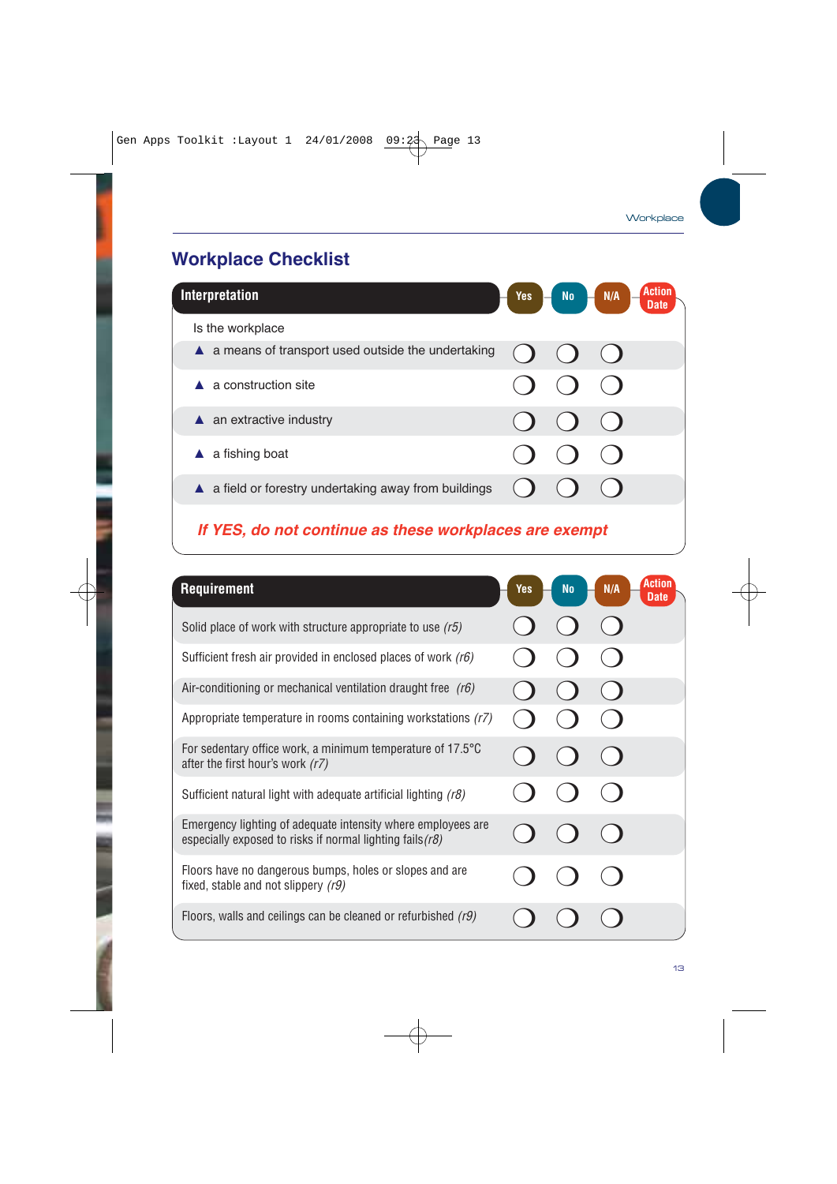## Workplace Checklist

| Interpretation | Yes | No | N/A | Action Date |
|---|---|---|---|---|
| Is the workplace | | | | |
| ▲ a means of transport used outside the undertaking | ❍ | ❍ | ❍ | |
| ▲ a construction site | ❍ | ❍ | ❍ | |
| ▲ an extractive industry | ❍ | ❍ | ❍ | |
| ▲ a fishing boat | ❍ | ❍ | ❍ | |
| ▲ a field or forestry undertaking away from buildings | ❍ | ❍ | ❍ | |

***If YES, do not continue as these workplaces are exempt***

| Requirement | Yes | No | N/A | Action Date |
|---|---|---|---|---|
| Solid place of work with structure appropriate to use *(r5)* | ❍ | ❍ | ❍ | |
| Sufficient fresh air provided in enclosed places of work *(r6)* | ❍ | ❍ | ❍ | |
| Air-conditioning or mechanical ventilation draught free *(r6)* | ❍ | ❍ | ❍ | |
| Appropriate temperature in rooms containing workstations *(r7)* | ❍ | ❍ | ❍ | |
| For sedentary office work, a minimum temperature of 17.5°C after the first hour's work *(r7)* | ❍ | ❍ | ❍ | |
| Sufficient natural light with adequate artificial lighting *(r8)* | ❍ | ❍ | ❍ | |
| Emergency lighting of adequate intensity where employees are especially exposed to risks if normal lighting fails *(r8)* | ❍ | ❍ | ❍ | |
| Floors have no dangerous bumps, holes or slopes and are fixed, stable and not slippery *(r9)* | ❍ | ❍ | ❍ | |
| Floors, walls and ceilings can be cleaned or refurbished *(r9)* | ❍ | ❍ | ❍ | |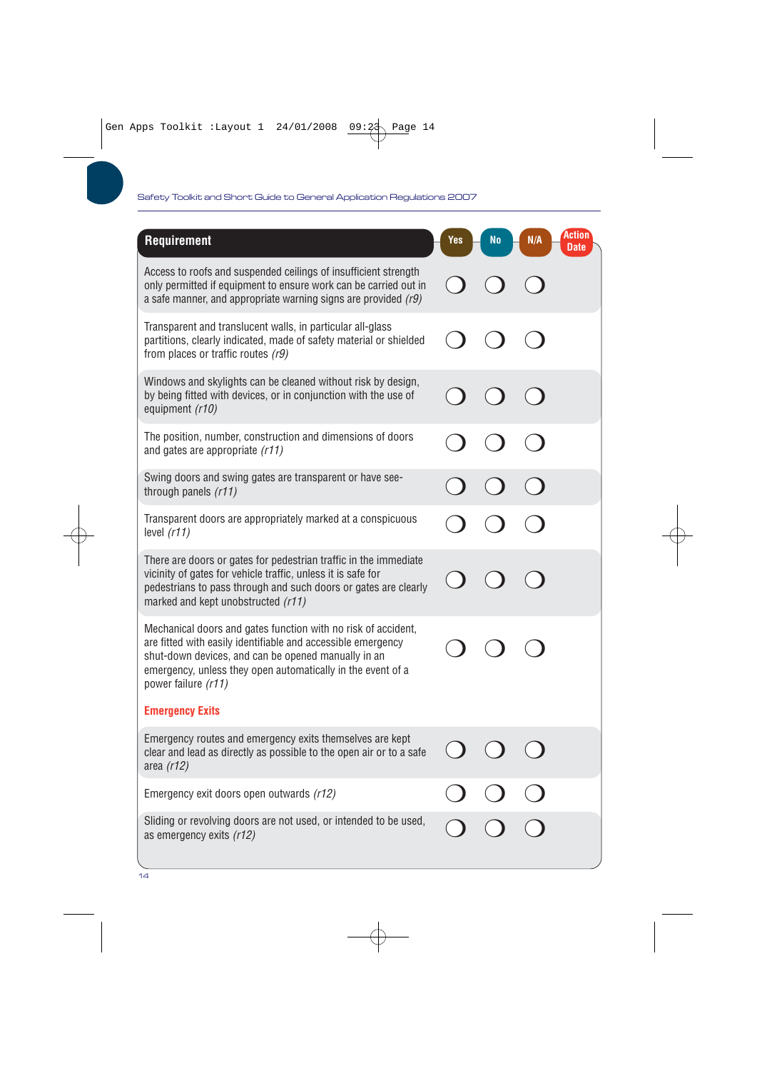| Requirement | Yes | No | N/A | Action Date |
|---|---|---|---|---|
| Access to roofs and suspended ceilings of insufficient strength only permitted if equipment to ensure work can be carried out in a safe manner, and appropriate warning signs are provided *(r9)* | ❍ | ❍ | ❍ | |
| Transparent and translucent walls, in particular all-glass partitions, clearly indicated, made of safety material or shielded from places or traffic routes *(r9)* | ❍ | ❍ | ❍ | |
| Windows and skylights can be cleaned without risk by design, by being fitted with devices, or in conjunction with the use of equipment *(r10)* | ❍ | ❍ | ❍ | |
| The position, number, construction and dimensions of doors and gates are appropriate *(r11)* | ❍ | ❍ | ❍ | |
| Swing doors and swing gates are transparent or have see-through panels *(r11)* | ❍ | ❍ | ❍ | |
| Transparent doors are appropriately marked at a conspicuous level *(r11)* | ❍ | ❍ | ❍ | |
| There are doors or gates for pedestrian traffic in the immediate vicinity of gates for vehicle traffic, unless it is safe for pedestrians to pass through and such doors or gates are clearly marked and kept unobstructed *(r11)* | ❍ | ❍ | ❍ | |
| Mechanical doors and gates function with no risk of accident, are fitted with easily identifiable and accessible emergency shut-down devices, and can be opened manually in an emergency, unless they open automatically in the event of a power failure *(r11)* | ❍ | ❍ | ❍ | |
| **Emergency Exits** | | | | |
| Emergency routes and emergency exits themselves are kept clear and lead as directly as possible to the open air or to a safe area *(r12)* | ❍ | ❍ | ❍ | |
| Emergency exit doors open outwards *(r12)* | ❍ | ❍ | ❍ | |
| Sliding or revolving doors are not used, or intended to be used, as emergency exits *(r12)* | ❍ | ❍ | ❍ | |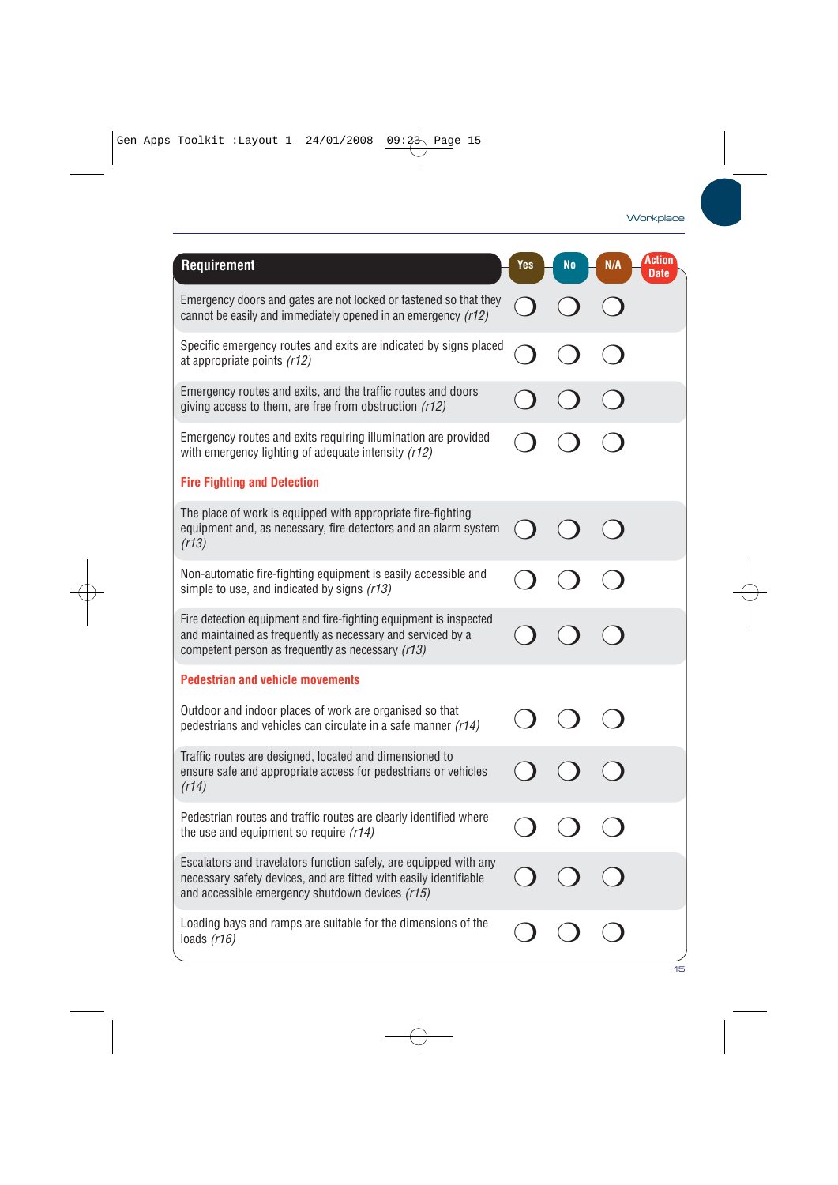| Requirement | Yes | No | N/A | Action Date |
|---|---|---|---|---|
| Emergency doors and gates are not locked or fastened so that they cannot be easily and immediately opened in an emergency *(r12)* | ❍ | ❍ | ❍ | |
| Specific emergency routes and exits are indicated by signs placed at appropriate points *(r12)* | ❍ | ❍ | ❍ | |
| Emergency routes and exits, and the traffic routes and doors giving access to them, are free from obstruction *(r12)* | ❍ | ❍ | ❍ | |
| Emergency routes and exits requiring illumination are provided with emergency lighting of adequate intensity *(r12)* | ❍ | ❍ | ❍ | |
| **Fire Fighting and Detection** | | | | |
| The place of work is equipped with appropriate fire-fighting equipment and, as necessary, fire detectors and an alarm system *(r13)* | ❍ | ❍ | ❍ | |
| Non-automatic fire-fighting equipment is easily accessible and simple to use, and indicated by signs *(r13)* | ❍ | ❍ | ❍ | |
| Fire detection equipment and fire-fighting equipment is inspected and maintained as frequently as necessary and serviced by a competent person as frequently as necessary *(r13)* | ❍ | ❍ | ❍ | |
| **Pedestrian and vehicle movements** | | | | |
| Outdoor and indoor places of work are organised so that pedestrians and vehicles can circulate in a safe manner *(r14)* | ❍ | ❍ | ❍ | |
| Traffic routes are designed, located and dimensioned to ensure safe and appropriate access for pedestrians or vehicles *(r14)* | ❍ | ❍ | ❍ | |
| Pedestrian routes and traffic routes are clearly identified where the use and equipment so require *(r14)* | ❍ | ❍ | ❍ | |
| Escalators and travelators function safely, are equipped with any necessary safety devices, and are fitted with easily identifiable and accessible emergency shutdown devices *(r15)* | ❍ | ❍ | ❍ | |
| Loading bays and ramps are suitable for the dimensions of the loads *(r16)* | ❍ | ❍ | ❍ | |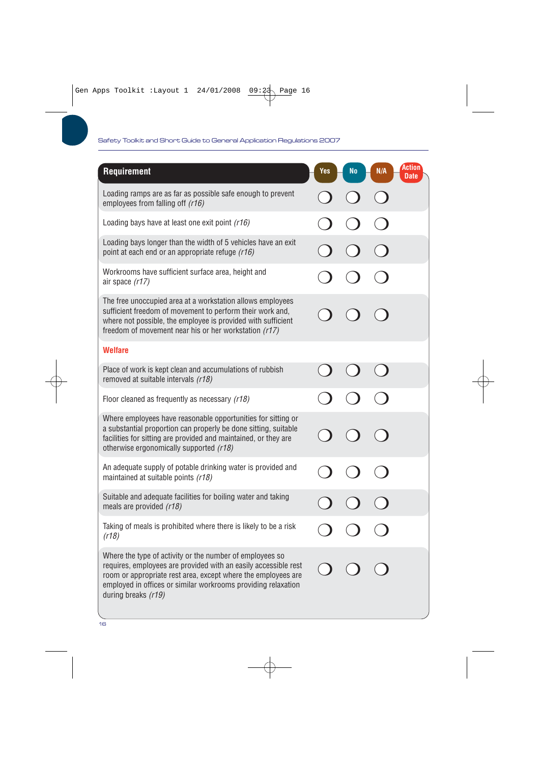| Requirement | Yes | No | N/A | Action Date |
|---|---|---|---|---|
| Loading ramps are as far as possible safe enough to prevent employees from falling off *(r16)* | ❍ | ❍ | ❍ | |
| Loading bays have at least one exit point *(r16)* | ❍ | ❍ | ❍ | |
| Loading bays longer than the width of 5 vehicles have an exit point at each end or an appropriate refuge *(r16)* | ❍ | ❍ | ❍ | |
| Workrooms have sufficient surface area, height and air space *(r17)* | ❍ | ❍ | ❍ | |
| The free unoccupied area at a workstation allows employees sufficient freedom of movement to perform their work and, where not possible, the employee is provided with sufficient freedom of movement near his or her workstation *(r17)* | ❍ | ❍ | ❍ | |
| **Welfare** | | | | |
| Place of work is kept clean and accumulations of rubbish removed at suitable intervals *(r18)* | ❍ | ❍ | ❍ | |
| Floor cleaned as frequently as necessary *(r18)* | ❍ | ❍ | ❍ | |
| Where employees have reasonable opportunities for sitting or a substantial proportion can properly be done sitting, suitable facilities for sitting are provided and maintained, or they are otherwise ergonomically supported *(r18)* | ❍ | ❍ | ❍ | |
| An adequate supply of potable drinking water is provided and maintained at suitable points *(r18)* | ❍ | ❍ | ❍ | |
| Suitable and adequate facilities for boiling water and taking meals are provided *(r18)* | ❍ | ❍ | ❍ | |
| Taking of meals is prohibited where there is likely to be a risk *(r18)* | ❍ | ❍ | ❍ | |
| Where the type of activity or the number of employees so requires, employees are provided with an easily accessible rest room or appropriate rest area, except where the employees are employed in offices or similar workrooms providing relaxation during breaks *(r19)* | ❍ | ❍ | ❍ | |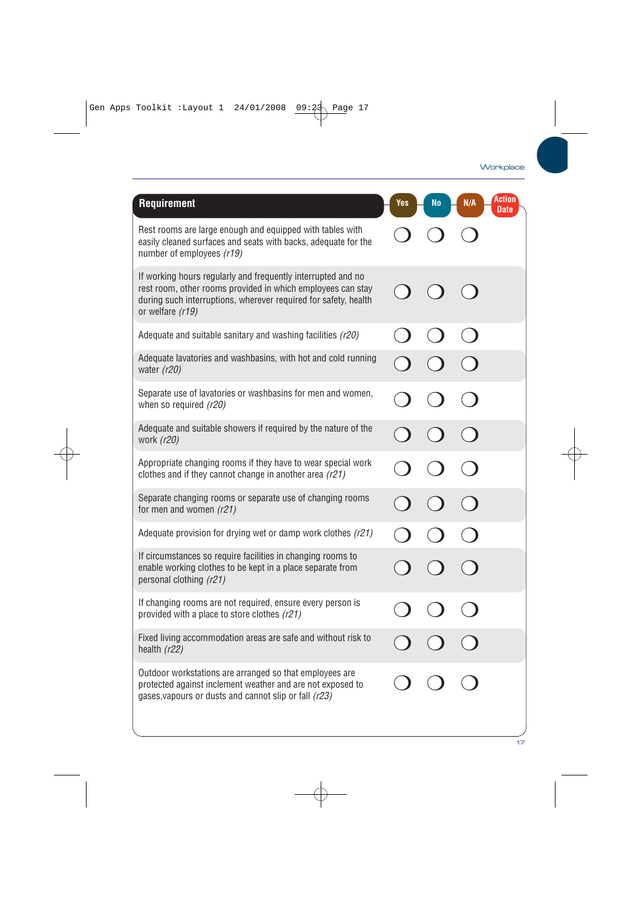| Requirement | Yes | No | N/A | Action Date |
|---|---|---|---|---|
| Rest rooms are large enough and equipped with tables with easily cleaned surfaces and seats with backs, adequate for the number of employees *(r19)* | ❍ | ❍ | ❍ | |
| If working hours regularly and frequently interrupted and no rest room, other rooms provided in which employees can stay during such interruptions, wherever required for safety, health or welfare *(r19)* | ❍ | ❍ | ❍ | |
| Adequate and suitable sanitary and washing facilities *(r20)* | ❍ | ❍ | ❍ | |
| Adequate lavatories and washbasins, with hot and cold running water *(r20)* | ❍ | ❍ | ❍ | |
| Separate use of lavatories or washbasins for men and women, when so required *(r20)* | ❍ | ❍ | ❍ | |
| Adequate and suitable showers if required by the nature of the work *(r20)* | ❍ | ❍ | ❍ | |
| Appropriate changing rooms if they have to wear special work clothes and if they cannot change in another area *(r21)* | ❍ | ❍ | ❍ | |
| Separate changing rooms or separate use of changing rooms for men and women *(r21)* | ❍ | ❍ | ❍ | |
| Adequate provision for drying wet or damp work clothes *(r21)* | ❍ | ❍ | ❍ | |
| If circumstances so require facilities in changing rooms to enable working clothes to be kept in a place separate from personal clothing *(r21)* | ❍ | ❍ | ❍ | |
| If changing rooms are not required, ensure every person is provided with a place to store clothes *(r21)* | ❍ | ❍ | ❍ | |
| Fixed living accommodation areas are safe and without risk to health *(r22)* | ❍ | ❍ | ❍ | |
| Outdoor workstations are arranged so that employees are protected against inclement weather and are not exposed to gases,vapours or dusts and cannot slip or fall *(r23)* | ❍ | ❍ | ❍ | |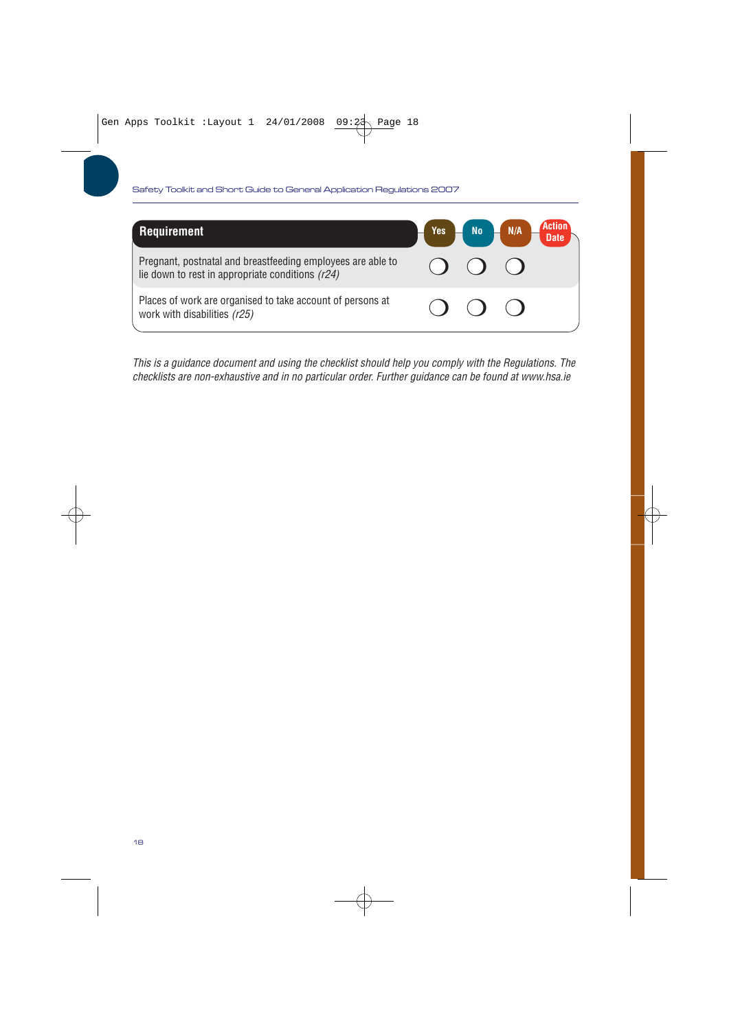| Requirement | Yes | No | N/A | Action Date |
|---|---|---|---|---|
| Pregnant, postnatal and breastfeeding employees are able to lie down to rest in appropriate conditions *(r24)* | ❍ | ❍ | ❍ | |
| Places of work are organised to take account of persons at work with disabilities *(r25)* | ❍ | ❍ | ❍ | |

*This is a guidance document and using the checklist should help you comply with the Regulations. The checklists are non-exhaustive and in no particular order. Further guidance can be found at www.hsa.ie*